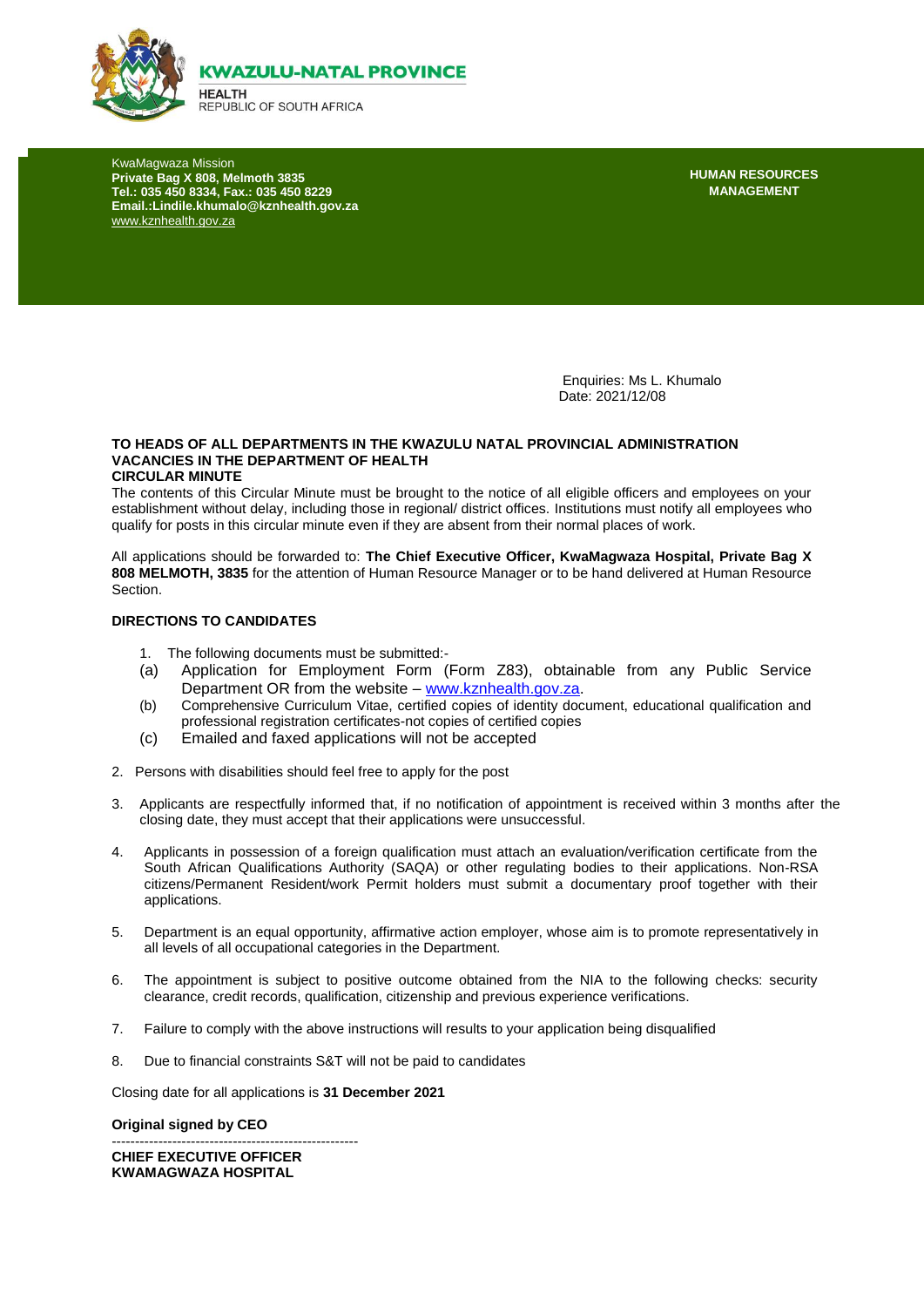**KWAZULU-NATAL PROVINCE**

**HEALTH**
REPUBLIC OF SOUTH AFRICA

KwaMagwaza Mission
**Private Bag X 808, Melmoth 3835**
**Tel.: 035 450 8334, Fax.: 035 450 8229**
**Email.:Lindile.khumalo@kznhealth.gov.za**
www.kznhealth.gov.za

**HUMAN RESOURCES MANAGEMENT**

Enquiries: Ms L. Khumalo
Date: 2021/12/08

**TO HEADS OF ALL DEPARTMENTS IN THE KWAZULU NATAL PROVINCIAL ADMINISTRATION**
**VACANCIES IN THE DEPARTMENT OF HEALTH**
**CIRCULAR MINUTE**

The contents of this Circular Minute must be brought to the notice of all eligible officers and employees on your establishment without delay, including those in regional/ district offices. Institutions must notify all employees who qualify for posts in this circular minute even if they are absent from their normal places of work.

All applications should be forwarded to: **The Chief Executive Officer, KwaMagwaza Hospital, Private Bag X 808 MELMOTH, 3835** for the attention of Human Resource Manager or to be hand delivered at Human Resource Section.

**DIRECTIONS TO CANDIDATES**

1. The following documents must be submitted:-
   - (a) Application for Employment Form (Form Z83), obtainable from any Public Service Department OR from the website – www.kznhealth.gov.za.
   - (b) Comprehensive Curriculum Vitae, certified copies of identity document, educational qualification and professional registration certificates-not copies of certified copies
   - (c) Emailed and faxed applications will not be accepted
2. Persons with disabilities should feel free to apply for the post
3. Applicants are respectfully informed that, if no notification of appointment is received within 3 months after the closing date, they must accept that their applications were unsuccessful.
4. Applicants in possession of a foreign qualification must attach an evaluation/verification certificate from the South African Qualifications Authority (SAQA) or other regulating bodies to their applications. Non-RSA citizens/Permanent Resident/work Permit holders must submit a documentary proof together with their applications.
5. Department is an equal opportunity, affirmative action employer, whose aim is to promote representatively in all levels of all occupational categories in the Department.
6. The appointment is subject to positive outcome obtained from the NIA to the following checks: security clearance, credit records, qualification, citizenship and previous experience verifications.
7. Failure to comply with the above instructions will results to your application being disqualified
8. Due to financial constraints S&T will not be paid to candidates

Closing date for all applications is **31 December 2021**

**Original signed by CEO**

-----------------------------------------------------

**CHIEF EXECUTIVE OFFICER**
**KWAMAGWAZA HOSPITAL**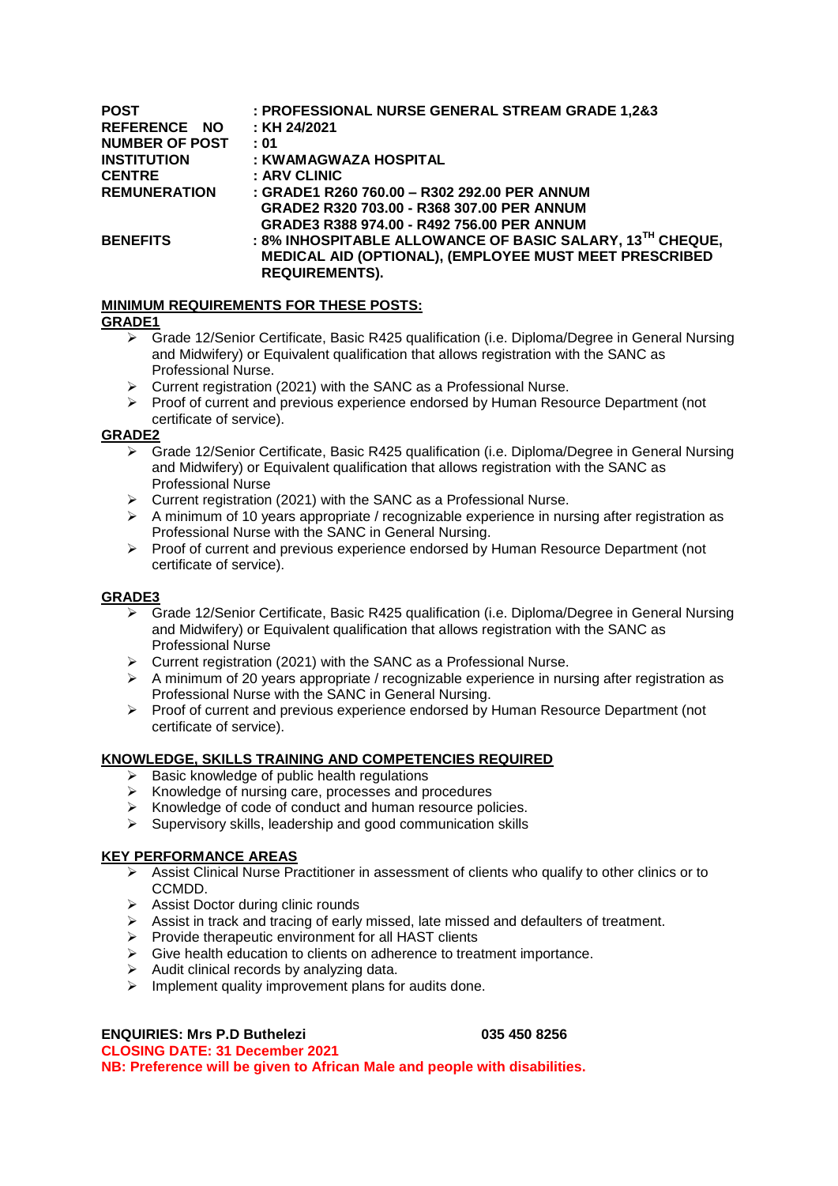**POST** : **PROFESSIONAL NURSE GENERAL STREAM GRADE 1,2&3**
**REFERENCE NO** : **KH 24/2021**
**NUMBER OF POST** : **01**
**INSTITUTION** : **KWAMAGWAZA HOSPITAL**
**CENTRE** : **ARV CLINIC**
**REMUNERATION** : **GRADE1 R260 760.00 – R302 292.00 PER ANNUM**
**GRADE2 R320 703.00 - R368 307.00 PER ANNUM**
**GRADE3 R388 974.00 - R492 756.00 PER ANNUM**
**BENEFITS** : **8% INHOSPITABLE ALLOWANCE OF BASIC SALARY, 13TH CHEQUE, MEDICAL AID (OPTIONAL), (EMPLOYEE MUST MEET PRESCRIBED REQUIREMENTS).**

**MINIMUM REQUIREMENTS FOR THESE POSTS:**

**GRADE1**

- Grade 12/Senior Certificate, Basic R425 qualification (i.e. Diploma/Degree in General Nursing and Midwifery) or Equivalent qualification that allows registration with the SANC as Professional Nurse.
- Current registration (2021) with the SANC as a Professional Nurse.
- Proof of current and previous experience endorsed by Human Resource Department (not certificate of service).

**GRADE2**

- Grade 12/Senior Certificate, Basic R425 qualification (i.e. Diploma/Degree in General Nursing and Midwifery) or Equivalent qualification that allows registration with the SANC as Professional Nurse
- Current registration (2021) with the SANC as a Professional Nurse.
- A minimum of 10 years appropriate / recognizable experience in nursing after registration as Professional Nurse with the SANC in General Nursing.
- Proof of current and previous experience endorsed by Human Resource Department (not certificate of service).

**GRADE3**

- Grade 12/Senior Certificate, Basic R425 qualification (i.e. Diploma/Degree in General Nursing and Midwifery) or Equivalent qualification that allows registration with the SANC as Professional Nurse
- Current registration (2021) with the SANC as a Professional Nurse.
- A minimum of 20 years appropriate / recognizable experience in nursing after registration as Professional Nurse with the SANC in General Nursing.
- Proof of current and previous experience endorsed by Human Resource Department (not certificate of service).

**KNOWLEDGE, SKILLS TRAINING AND COMPETENCIES REQUIRED**

- Basic knowledge of public health regulations
- Knowledge of nursing care, processes and procedures
- Knowledge of code of conduct and human resource policies.
- Supervisory skills, leadership and good communication skills

**KEY PERFORMANCE AREAS**

- Assist Clinical Nurse Practitioner in assessment of clients who qualify to other clinics or to CCMDD.
- Assist Doctor during clinic rounds
- Assist in track and tracing of early missed, late missed and defaulters of treatment.
- Provide therapeutic environment for all HAST clients
- Give health education to clients on adherence to treatment importance.
- Audit clinical records by analyzing data.
- Implement quality improvement plans for audits done.

**ENQUIRIES: Mrs P.D Buthelezi 035 450 8256**

**CLOSING DATE: 31 December 2021**

**NB: Preference will be given to African Male and people with disabilities.**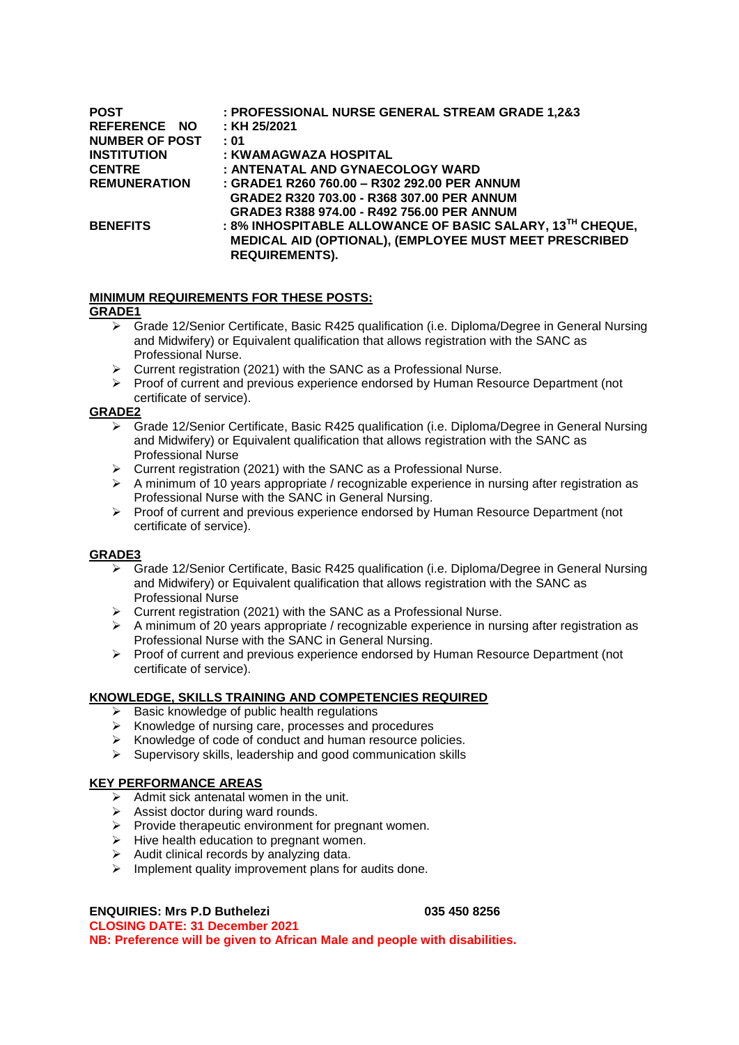**POST** : **PROFESSIONAL NURSE GENERAL STREAM GRADE 1,2&3**
**REFERENCE NO** : **KH 25/2021**
**NUMBER OF POST** : **01**
**INSTITUTION** : **KWAMAGWAZA HOSPITAL**
**CENTRE** : **ANTENATAL AND GYNAECOLOGY WARD**
**REMUNERATION** : **GRADE1 R260 760.00 – R302 292.00 PER ANNUM**
**GRADE2 R320 703.00 - R368 307.00 PER ANNUM**
**GRADE3 R388 974.00 - R492 756.00 PER ANNUM**
**BENEFITS** : **8% INHOSPITABLE ALLOWANCE OF BASIC SALARY, 13TH CHEQUE, MEDICAL AID (OPTIONAL), (EMPLOYEE MUST MEET PRESCRIBED REQUIREMENTS).**

**MINIMUM REQUIREMENTS FOR THESE POSTS:**

**GRADE1**

- Grade 12/Senior Certificate, Basic R425 qualification (i.e. Diploma/Degree in General Nursing and Midwifery) or Equivalent qualification that allows registration with the SANC as Professional Nurse.
- Current registration (2021) with the SANC as a Professional Nurse.
- Proof of current and previous experience endorsed by Human Resource Department (not certificate of service).

**GRADE2**

- Grade 12/Senior Certificate, Basic R425 qualification (i.e. Diploma/Degree in General Nursing and Midwifery) or Equivalent qualification that allows registration with the SANC as Professional Nurse
- Current registration (2021) with the SANC as a Professional Nurse.
- A minimum of 10 years appropriate / recognizable experience in nursing after registration as Professional Nurse with the SANC in General Nursing.
- Proof of current and previous experience endorsed by Human Resource Department (not certificate of service).

**GRADE3**

- Grade 12/Senior Certificate, Basic R425 qualification (i.e. Diploma/Degree in General Nursing and Midwifery) or Equivalent qualification that allows registration with the SANC as Professional Nurse
- Current registration (2021) with the SANC as a Professional Nurse.
- A minimum of 20 years appropriate / recognizable experience in nursing after registration as Professional Nurse with the SANC in General Nursing.
- Proof of current and previous experience endorsed by Human Resource Department (not certificate of service).

**KNOWLEDGE, SKILLS TRAINING AND COMPETENCIES REQUIRED**

- Basic knowledge of public health regulations
- Knowledge of nursing care, processes and procedures
- Knowledge of code of conduct and human resource policies.
- Supervisory skills, leadership and good communication skills

**KEY PERFORMANCE AREAS**

- Admit sick antenatal women in the unit.
- Assist doctor during ward rounds.
- Provide therapeutic environment for pregnant women.
- Hive health education to pregnant women.
- Audit clinical records by analyzing data.
- Implement quality improvement plans for audits done.

**ENQUIRIES: Mrs P.D Buthelezi** **035 450 8256**

**CLOSING DATE: 31 December 2021**

**NB: Preference will be given to African Male and people with disabilities.**